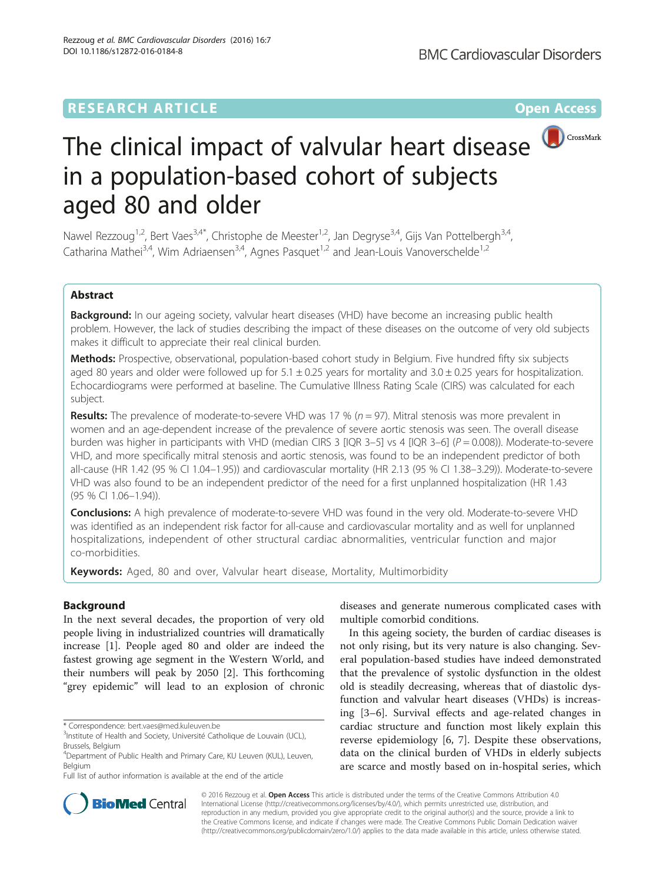RESEARCH ARTICLE

Open Access

# The clinical impact of valvular heart disease in a population-based cohort of subjects aged 80 and older

Nawel Rezzoug[1,2], Bert Vaes[3,4*], Christophe de Meester[1,2], Jan Degryse[3,4], Gijs Van Pottelbergh[3,4], Catharina Mathei[3,4], Wim Adriaensen[3,4], Agnes Pasquet[1,2] and Jean-Louis Vanoverschelde[1,2]

## Abstract

**Background:** In our ageing society, valvular heart diseases (VHD) have become an increasing public health problem. However, the lack of studies describing the impact of these diseases on the outcome of very old subjects makes it difficult to appreciate their real clinical burden.

**Methods:** Prospective, observational, population-based cohort study in Belgium. Five hundred fifty six subjects aged 80 years and older were followed up for 5.1 ± 0.25 years for mortality and 3.0 ± 0.25 years for hospitalization. Echocardiograms were performed at baseline. The Cumulative Illness Rating Scale (CIRS) was calculated for each subject.

**Results:** The prevalence of moderate-to-severe VHD was 17 % (*n* = 97). Mitral stenosis was more prevalent in women and an age-dependent increase of the prevalence of severe aortic stenosis was seen. The overall disease burden was higher in participants with VHD (median CIRS 3 [IQR 3–5] vs 4 [IQR 3–6] (*P* = 0.008)). Moderate-to-severe VHD, and more specifically mitral stenosis and aortic stenosis, was found to be an independent predictor of both all-cause (HR 1.42 (95 % CI 1.04–1.95)) and cardiovascular mortality (HR 2.13 (95 % CI 1.38–3.29)). Moderate-to-severe VHD was also found to be an independent predictor of the need for a first unplanned hospitalization (HR 1.43 (95 % CI 1.06–1.94)).

**Conclusions:** A high prevalence of moderate-to-severe VHD was found in the very old. Moderate-to-severe VHD was identified as an independent risk factor for all-cause and cardiovascular mortality and as well for unplanned hospitalizations, independent of other structural cardiac abnormalities, ventricular function and major co-morbidities.

**Keywords:** Aged, 80 and over, Valvular heart disease, Mortality, Multimorbidity

## Background

In the next several decades, the proportion of very old people living in industrialized countries will dramatically increase [1]. People aged 80 and older are indeed the fastest growing age segment in the Western World, and their numbers will peak by 2050 [2]. This forthcoming "grey epidemic" will lead to an explosion of chronic diseases and generate numerous complicated cases with multiple comorbid conditions.

In this ageing society, the burden of cardiac diseases is not only rising, but its very nature is also changing. Several population-based studies have indeed demonstrated that the prevalence of systolic dysfunction in the oldest old is steadily decreasing, whereas that of diastolic dysfunction and valvular heart diseases (VHDs) is increasing [3–6]. Survival effects and age-related changes in cardiac structure and function most likely explain this reverse epidemiology [6, 7]. Despite these observations, data on the clinical burden of VHDs in elderly subjects are scarce and mostly based on in-hospital series, which

\* Correspondence: bert.vaes@med.kuleuven.be

[3]Institute of Health and Society, Université Catholique de Louvain (UCL), Brussels, Belgium

[4]Department of Public Health and Primary Care, KU Leuven (KUL), Leuven, Belgium

Full list of author information is available at the end of the article

© 2016 Rezzoug et al. **Open Access** This article is distributed under the terms of the Creative Commons Attribution 4.0 International License (http://creativecommons.org/licenses/by/4.0/), which permits unrestricted use, distribution, and reproduction in any medium, provided you give appropriate credit to the original author(s) and the source, provide a link to the Creative Commons license, and indicate if changes were made. The Creative Commons Public Domain Dedication waiver (http://creativecommons.org/publicdomain/zero/1.0/) applies to the data made available in this article, unless otherwise stated.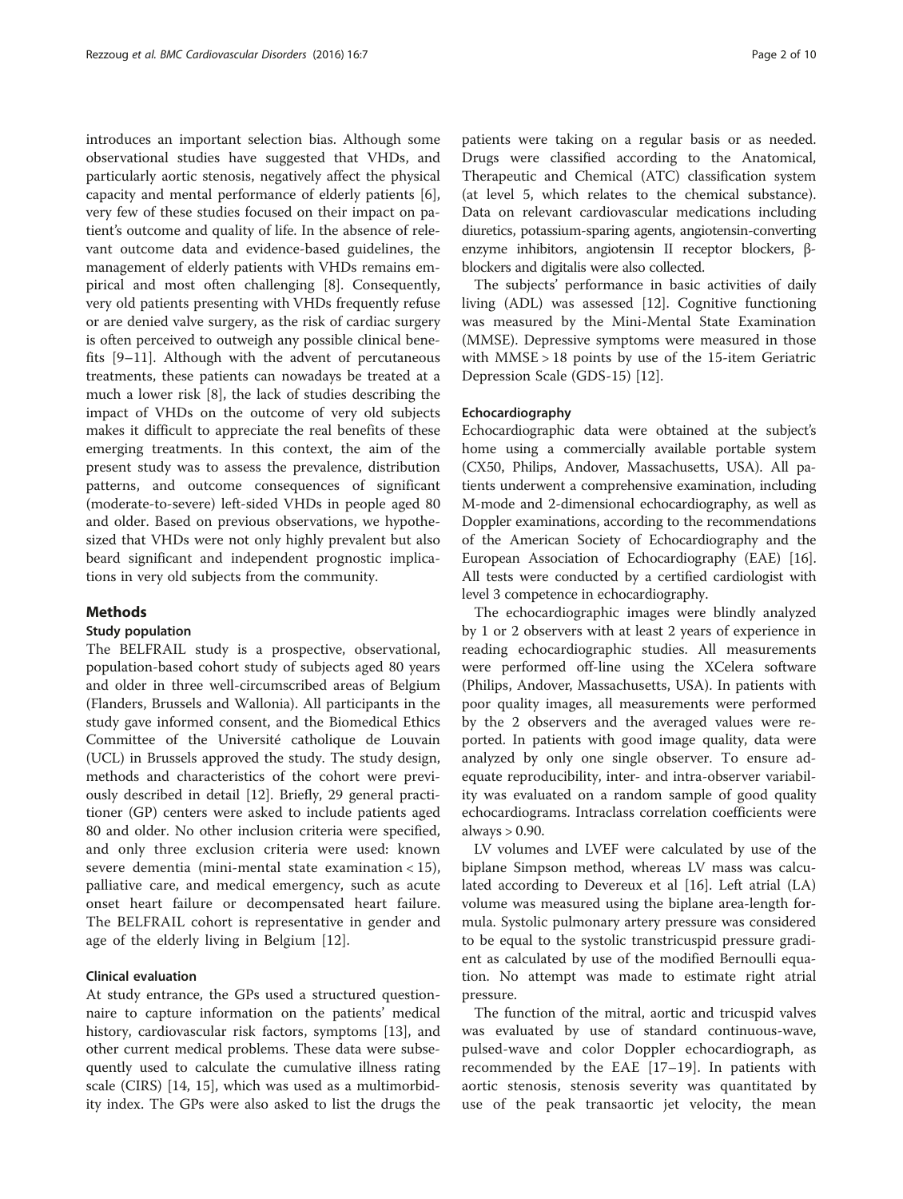introduces an important selection bias. Although some observational studies have suggested that VHDs, and particularly aortic stenosis, negatively affect the physical capacity and mental performance of elderly patients [6], very few of these studies focused on their impact on patient's outcome and quality of life. In the absence of relevant outcome data and evidence-based guidelines, the management of elderly patients with VHDs remains empirical and most often challenging [8]. Consequently, very old patients presenting with VHDs frequently refuse or are denied valve surgery, as the risk of cardiac surgery is often perceived to outweigh any possible clinical benefits [9–11]. Although with the advent of percutaneous treatments, these patients can nowadays be treated at a much a lower risk [8], the lack of studies describing the impact of VHDs on the outcome of very old subjects makes it difficult to appreciate the real benefits of these emerging treatments. In this context, the aim of the present study was to assess the prevalence, distribution patterns, and outcome consequences of significant (moderate-to-severe) left-sided VHDs in people aged 80 and older. Based on previous observations, we hypothesized that VHDs were not only highly prevalent but also beard significant and independent prognostic implications in very old subjects from the community.

## Methods

### Study population

The BELFRAIL study is a prospective, observational, population-based cohort study of subjects aged 80 years and older in three well-circumscribed areas of Belgium (Flanders, Brussels and Wallonia). All participants in the study gave informed consent, and the Biomedical Ethics Committee of the Université catholique de Louvain (UCL) in Brussels approved the study. The study design, methods and characteristics of the cohort were previously described in detail [12]. Briefly, 29 general practitioner (GP) centers were asked to include patients aged 80 and older. No other inclusion criteria were specified, and only three exclusion criteria were used: known severe dementia (mini-mental state examination < 15), palliative care, and medical emergency, such as acute onset heart failure or decompensated heart failure. The BELFRAIL cohort is representative in gender and age of the elderly living in Belgium [12].

### Clinical evaluation

At study entrance, the GPs used a structured questionnaire to capture information on the patients' medical history, cardiovascular risk factors, symptoms [13], and other current medical problems. These data were subsequently used to calculate the cumulative illness rating scale (CIRS) [14, 15], which was used as a multimorbidity index. The GPs were also asked to list the drugs the patients were taking on a regular basis or as needed. Drugs were classified according to the Anatomical, Therapeutic and Chemical (ATC) classification system (at level 5, which relates to the chemical substance). Data on relevant cardiovascular medications including diuretics, potassium-sparing agents, angiotensin-converting enzyme inhibitors, angiotensin II receptor blockers, β-blockers and digitalis were also collected.

The subjects' performance in basic activities of daily living (ADL) was assessed [12]. Cognitive functioning was measured by the Mini-Mental State Examination (MMSE). Depressive symptoms were measured in those with MMSE > 18 points by use of the 15-item Geriatric Depression Scale (GDS-15) [12].

### Echocardiography

Echocardiographic data were obtained at the subject's home using a commercially available portable system (CX50, Philips, Andover, Massachusetts, USA). All patients underwent a comprehensive examination, including M-mode and 2-dimensional echocardiography, as well as Doppler examinations, according to the recommendations of the American Society of Echocardiography and the European Association of Echocardiography (EAE) [16]. All tests were conducted by a certified cardiologist with level 3 competence in echocardiography.

The echocardiographic images were blindly analyzed by 1 or 2 observers with at least 2 years of experience in reading echocardiographic studies. All measurements were performed off-line using the XCelera software (Philips, Andover, Massachusetts, USA). In patients with poor quality images, all measurements were performed by the 2 observers and the averaged values were reported. In patients with good image quality, data were analyzed by only one single observer. To ensure adequate reproducibility, inter- and intra-observer variability was evaluated on a random sample of good quality echocardiograms. Intraclass correlation coefficients were always > 0.90.

LV volumes and LVEF were calculated by use of the biplane Simpson method, whereas LV mass was calculated according to Devereux et al [16]. Left atrial (LA) volume was measured using the biplane area-length formula. Systolic pulmonary artery pressure was considered to be equal to the systolic transtricuspid pressure gradient as calculated by use of the modified Bernoulli equation. No attempt was made to estimate right atrial pressure.

The function of the mitral, aortic and tricuspid valves was evaluated by use of standard continuous-wave, pulsed-wave and color Doppler echocardiograph, as recommended by the EAE [17–19]. In patients with aortic stenosis, stenosis severity was quantitated by use of the peak transaortic jet velocity, the mean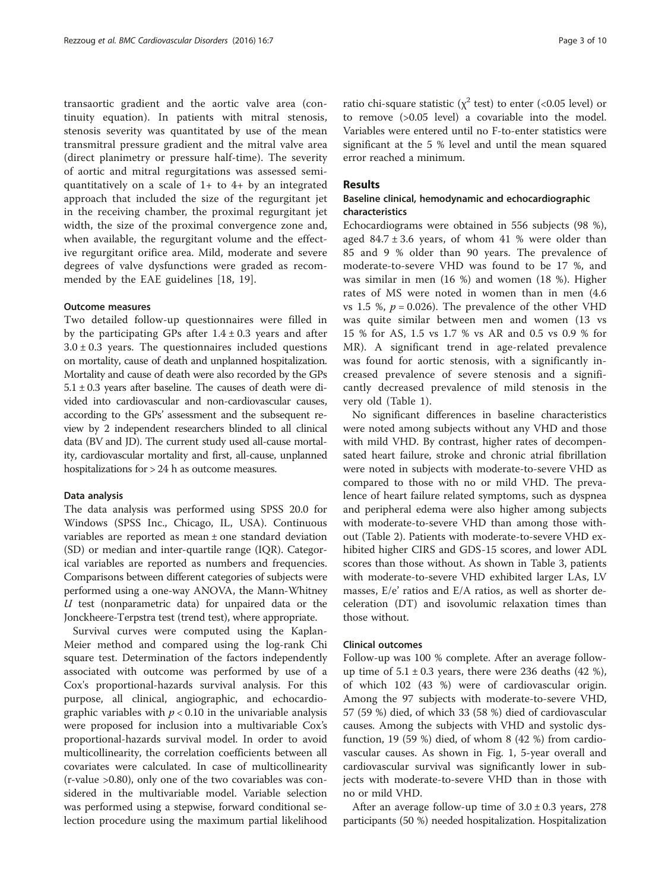transaortic gradient and the aortic valve area (continuity equation). In patients with mitral stenosis, stenosis severity was quantitated by use of the mean transmitral pressure gradient and the mitral valve area (direct planimetry or pressure half-time). The severity of aortic and mitral regurgitations was assessed semi-quantitatively on a scale of 1+ to 4+ by an integrated approach that included the size of the regurgitant jet in the receiving chamber, the proximal regurgitant jet width, the size of the proximal convergence zone and, when available, the regurgitant volume and the effective regurgitant orifice area. Mild, moderate and severe degrees of valve dysfunctions were graded as recommended by the EAE guidelines [18, 19].

### Outcome measures

Two detailed follow-up questionnaires were filled in by the participating GPs after $1.4 \pm 0.3$ years and after $3.0 \pm 0.3$ years. The questionnaires included questions on mortality, cause of death and unplanned hospitalization. Mortality and cause of death were also recorded by the GPs $5.1 \pm 0.3$ years after baseline. The causes of death were divided into cardiovascular and non-cardiovascular causes, according to the GPs' assessment and the subsequent review by 2 independent researchers blinded to all clinical data (BV and JD). The current study used all-cause mortality, cardiovascular mortality and first, all-cause, unplanned hospitalizations for > 24 h as outcome measures.

### Data analysis

The data analysis was performed using SPSS 20.0 for Windows (SPSS Inc., Chicago, IL, USA). Continuous variables are reported as mean ± one standard deviation (SD) or median and inter-quartile range (IQR). Categorical variables are reported as numbers and frequencies. Comparisons between different categories of subjects were performed using a one-way ANOVA, the Mann-Whitney *U* test (nonparametric data) for unpaired data or the Jonckheere-Terpstra test (trend test), where appropriate.

Survival curves were computed using the Kaplan-Meier method and compared using the log-rank Chi square test. Determination of the factors independently associated with outcome was performed by use of a Cox's proportional-hazards survival analysis. For this purpose, all clinical, angiographic, and echocardiographic variables with $p < 0.10$ in the univariable analysis were proposed for inclusion into a multivariable Cox's proportional-hazards survival model. In order to avoid multicollinearity, the correlation coefficients between all covariates were calculated. In case of multicollinearity (r-value >0.80), only one of the two covariables was considered in the multivariable model. Variable selection was performed using a stepwise, forward conditional selection procedure using the maximum partial likelihood ratio chi-square statistic ($\chi^2$ test) to enter (<0.05 level) or to remove (>0.05 level) a covariable into the model. Variables were entered until no F-to-enter statistics were significant at the 5 % level and until the mean squared error reached a minimum.

## Results

### Baseline clinical, hemodynamic and echocardiographic characteristics

Echocardiograms were obtained in 556 subjects (98 %), aged $84.7 \pm 3.6$ years, of whom 41 % were older than 85 and 9 % older than 90 years. The prevalence of moderate-to-severe VHD was found to be 17 %, and was similar in men (16 %) and women (18 %). Higher rates of MS were noted in women than in men (4.6 vs 1.5 %, $p = 0.026$). The prevalence of the other VHD was quite similar between men and women (13 vs 15 % for AS, 1.5 vs 1.7 % vs AR and 0.5 vs 0.9 % for MR). A significant trend in age-related prevalence was found for aortic stenosis, with a significantly increased prevalence of severe stenosis and a significantly decreased prevalence of mild stenosis in the very old (Table 1).

No significant differences in baseline characteristics were noted among subjects without any VHD and those with mild VHD. By contrast, higher rates of decompensated heart failure, stroke and chronic atrial fibrillation were noted in subjects with moderate-to-severe VHD as compared to those with no or mild VHD. The prevalence of heart failure related symptoms, such as dyspnea and peripheral edema were also higher among subjects with moderate-to-severe VHD than among those without (Table 2). Patients with moderate-to-severe VHD exhibited higher CIRS and GDS-15 scores, and lower ADL scores than those without. As shown in Table 3, patients with moderate-to-severe VHD exhibited larger LAs, LV masses, E/e' ratios and E/A ratios, as well as shorter deceleration (DT) and isovolumic relaxation times than those without.

### Clinical outcomes

Follow-up was 100 % complete. After an average follow-up time of $5.1 \pm 0.3$ years, there were 236 deaths (42 %), of which 102 (43 %) were of cardiovascular origin. Among the 97 subjects with moderate-to-severe VHD, 57 (59 %) died, of which 33 (58 %) died of cardiovascular causes. Among the subjects with VHD and systolic dysfunction, 19 (59 %) died, of whom 8 (42 %) from cardiovascular causes. As shown in Fig. 1, 5-year overall and cardiovascular survival was significantly lower in subjects with moderate-to-severe VHD than in those with no or mild VHD.

After an average follow-up time of $3.0 \pm 0.3$ years, 278 participants (50 %) needed hospitalization. Hospitalization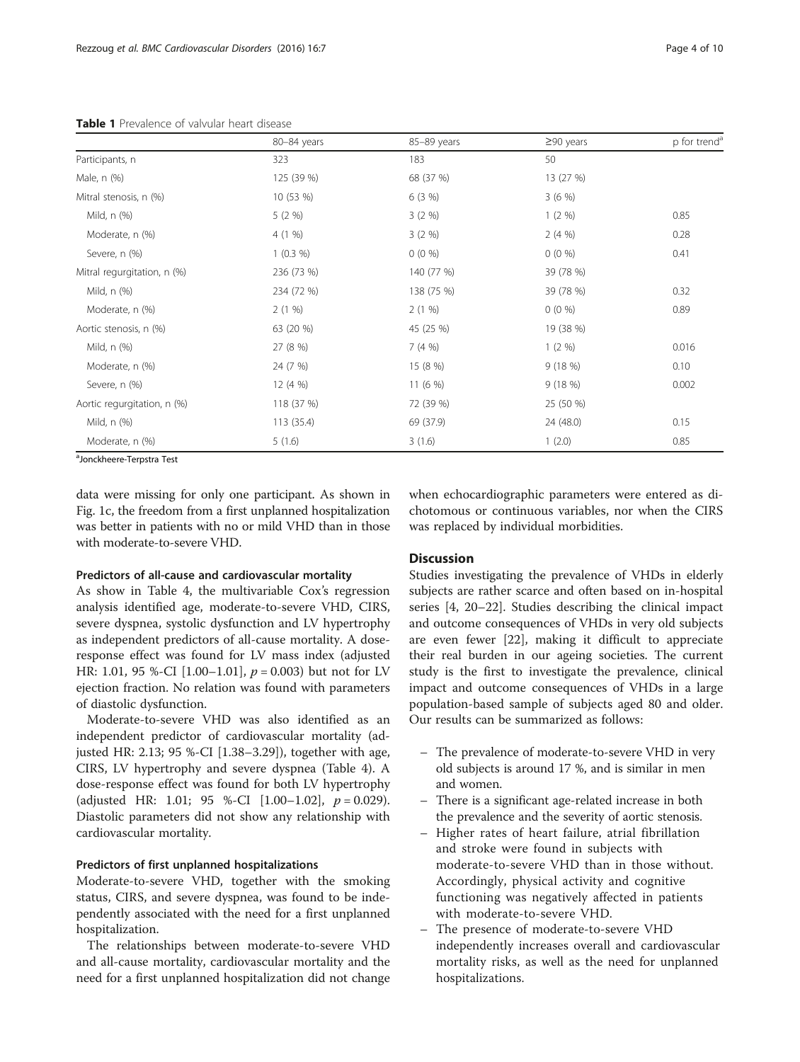**Table 1** Prevalence of valvular heart disease

| | 80–84 years | 85–89 years | ≥90 years | p for trend[a] |
|---|---|---|---|---|
| Participants, n | 323 | 183 | 50 | |
| Male, n (%) | 125 (39 %) | 68 (37 %) | 13 (27 %) | |
| Mitral stenosis, n (%) | 10 (53 %) | 6 (3 %) | 3 (6 %) | |
| Mild, n (%) | 5 (2 %) | 3 (2 %) | 1 (2 %) | 0.85 |
| Moderate, n (%) | 4 (1 %) | 3 (2 %) | 2 (4 %) | 0.28 |
| Severe, n (%) | 1 (0.3 %) | 0 (0 %) | 0 (0 %) | 0.41 |
| Mitral regurgitation, n (%) | 236 (73 %) | 140 (77 %) | 39 (78 %) | |
| Mild, n (%) | 234 (72 %) | 138 (75 %) | 39 (78 %) | 0.32 |
| Moderate, n (%) | 2 (1 %) | 2 (1 %) | 0 (0 %) | 0.89 |
| Aortic stenosis, n (%) | 63 (20 %) | 45 (25 %) | 19 (38 %) | |
| Mild, n (%) | 27 (8 %) | 7 (4 %) | 1 (2 %) | 0.016 |
| Moderate, n (%) | 24 (7 %) | 15 (8 %) | 9 (18 %) | 0.10 |
| Severe, n (%) | 12 (4 %) | 11 (6 %) | 9 (18 %) | 0.002 |
| Aortic regurgitation, n (%) | 118 (37 %) | 72 (39 %) | 25 (50 %) | |
| Mild, n (%) | 113 (35.4) | 69 (37.9) | 24 (48.0) | 0.15 |
| Moderate, n (%) | 5 (1.6) | 3 (1.6) | 1 (2.0) | 0.85 |

[a]Jonckheere-Terpstra Test

data were missing for only one participant. As shown in Fig. 1c, the freedom from a first unplanned hospitalization was better in patients with no or mild VHD than in those with moderate-to-severe VHD.

#### Predictors of all-cause and cardiovascular mortality

As show in Table 4, the multivariable Cox's regression analysis identified age, moderate-to-severe VHD, CIRS, severe dyspnea, systolic dysfunction and LV hypertrophy as independent predictors of all-cause mortality. A dose-response effect was found for LV mass index (adjusted HR: 1.01, 95 %-CI [1.00–1.01], $p = 0.003$) but not for LV ejection fraction. No relation was found with parameters of diastolic dysfunction.

Moderate-to-severe VHD was also identified as an independent predictor of cardiovascular mortality (adjusted HR: 2.13; 95 %-CI [1.38–3.29]), together with age, CIRS, LV hypertrophy and severe dyspnea (Table 4). A dose-response effect was found for both LV hypertrophy (adjusted HR: 1.01; 95 %-CI [1.00–1.02], $p = 0.029$). Diastolic parameters did not show any relationship with cardiovascular mortality.

#### Predictors of first unplanned hospitalizations

Moderate-to-severe VHD, together with the smoking status, CIRS, and severe dyspnea, was found to be independently associated with the need for a first unplanned hospitalization.

The relationships between moderate-to-severe VHD and all-cause mortality, cardiovascular mortality and the need for a first unplanned hospitalization did not change when echocardiographic parameters were entered as dichotomous or continuous variables, nor when the CIRS was replaced by individual morbidities.

## Discussion

Studies investigating the prevalence of VHDs in elderly subjects are rather scarce and often based on in-hospital series [4, 20–22]. Studies describing the clinical impact and outcome consequences of VHDs in very old subjects are even fewer [22], making it difficult to appreciate their real burden in our ageing societies. The current study is the first to investigate the prevalence, clinical impact and outcome consequences of VHDs in a large population-based sample of subjects aged 80 and older. Our results can be summarized as follows:

- The prevalence of moderate-to-severe VHD in very old subjects is around 17 %, and is similar in men and women.
- There is a significant age-related increase in both the prevalence and the severity of aortic stenosis.
- Higher rates of heart failure, atrial fibrillation and stroke were found in subjects with moderate-to-severe VHD than in those without. Accordingly, physical activity and cognitive functioning was negatively affected in patients with moderate-to-severe VHD.
- The presence of moderate-to-severe VHD independently increases overall and cardiovascular mortality risks, as well as the need for unplanned hospitalizations.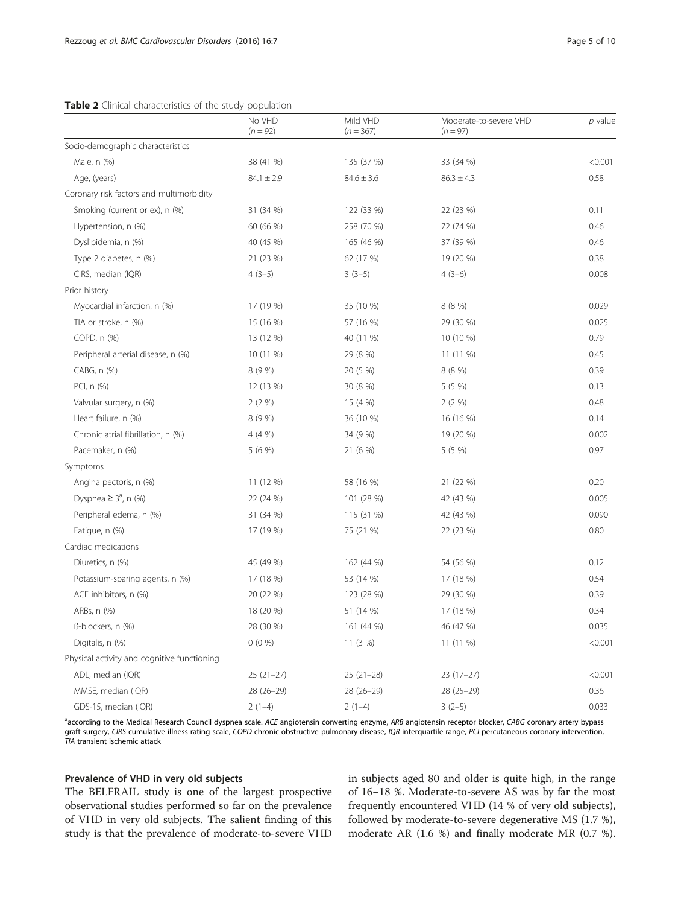**Table 2** Clinical characteristics of the study population

| | No VHD ($n = 92$) | Mild VHD ($n = 367$) | Moderate-to-severe VHD ($n = 97$) | *p* value |
|---|---|---|---|---|
| Socio-demographic characteristics | | | | |
| Male, n (%) | 38 (41 %) | 135 (37 %) | 33 (34 %) | <0.001 |
| Age, (years) | 84.1 ± 2.9 | 84.6 ± 3.6 | 86.3 ± 4.3 | 0.58 |
| Coronary risk factors and multimorbidity | | | | |
| Smoking (current or ex), n (%) | 31 (34 %) | 122 (33 %) | 22 (23 %) | 0.11 |
| Hypertension, n (%) | 60 (66 %) | 258 (70 %) | 72 (74 %) | 0.46 |
| Dyslipidemia, n (%) | 40 (45 %) | 165 (46 %) | 37 (39 %) | 0.46 |
| Type 2 diabetes, n (%) | 21 (23 %) | 62 (17 %) | 19 (20 %) | 0.38 |
| CIRS, median (IQR) | 4 (3–5) | 3 (3–5) | 4 (3–6) | 0.008 |
| Prior history | | | | |
| Myocardial infarction, n (%) | 17 (19 %) | 35 (10 %) | 8 (8 %) | 0.029 |
| TIA or stroke, n (%) | 15 (16 %) | 57 (16 %) | 29 (30 %) | 0.025 |
| COPD, n (%) | 13 (12 %) | 40 (11 %) | 10 (10 %) | 0.79 |
| Peripheral arterial disease, n (%) | 10 (11 %) | 29 (8 %) | 11 (11 %) | 0.45 |
| CABG, n (%) | 8 (9 %) | 20 (5 %) | 8 (8 %) | 0.39 |
| PCI, n (%) | 12 (13 %) | 30 (8 %) | 5 (5 %) | 0.13 |
| Valvular surgery, n (%) | 2 (2 %) | 15 (4 %) | 2 (2 %) | 0.48 |
| Heart failure, n (%) | 8 (9 %) | 36 (10 %) | 16 (16 %) | 0.14 |
| Chronic atrial fibrillation, n (%) | 4 (4 %) | 34 (9 %) | 19 (20 %) | 0.002 |
| Pacemaker, n (%) | 5 (6 %) | 21 (6 %) | 5 (5 %) | 0.97 |
| Symptoms | | | | |
| Angina pectoris, n (%) | 11 (12 %) | 58 (16 %) | 21 (22 %) | 0.20 |
| Dyspnea ≥ 3[a], n (%) | 22 (24 %) | 101 (28 %) | 42 (43 %) | 0.005 |
| Peripheral edema, n (%) | 31 (34 %) | 115 (31 %) | 42 (43 %) | 0.090 |
| Fatigue, n (%) | 17 (19 %) | 75 (21 %) | 22 (23 %) | 0.80 |
| Cardiac medications | | | | |
| Diuretics, n (%) | 45 (49 %) | 162 (44 %) | 54 (56 %) | 0.12 |
| Potassium-sparing agents, n (%) | 17 (18 %) | 53 (14 %) | 17 (18 %) | 0.54 |
| ACE inhibitors, n (%) | 20 (22 %) | 123 (28 %) | 29 (30 %) | 0.39 |
| ARBs, n (%) | 18 (20 %) | 51 (14 %) | 17 (18 %) | 0.34 |
| ß-blockers, n (%) | 28 (30 %) | 161 (44 %) | 46 (47 %) | 0.035 |
| Digitalis, n (%) | 0 (0 %) | 11 (3 %) | 11 (11 %) | <0.001 |
| Physical activity and cognitive functioning | | | | |
| ADL, median (IQR) | 25 (21–27) | 25 (21–28) | 23 (17–27) | <0.001 |
| MMSE, median (IQR) | 28 (26–29) | 28 (26–29) | 28 (25–29) | 0.36 |
| GDS-15, median (IQR) | 2 (1–4) | 2 (1–4) | 3 (2–5) | 0.033 |

[a]according to the Medical Research Council dyspnea scale. *ACE* angiotensin converting enzyme, *ARB* angiotensin receptor blocker, *CABG* coronary artery bypass graft surgery, *CIRS* cumulative illness rating scale, *COPD* chronic obstructive pulmonary disease, *IQR* interquartile range, *PCI* percutaneous coronary intervention, *TIA* transient ischemic attack

### Prevalence of VHD in very old subjects

The BELFRAIL study is one of the largest prospective observational studies performed so far on the prevalence of VHD in very old subjects. The salient finding of this study is that the prevalence of moderate-to-severe VHD in subjects aged 80 and older is quite high, in the range of 16–18 %. Moderate-to-severe AS was by far the most frequently encountered VHD (14 % of very old subjects), followed by moderate-to-severe degenerative MS (1.7 %), moderate AR (1.6 %) and finally moderate MR (0.7 %).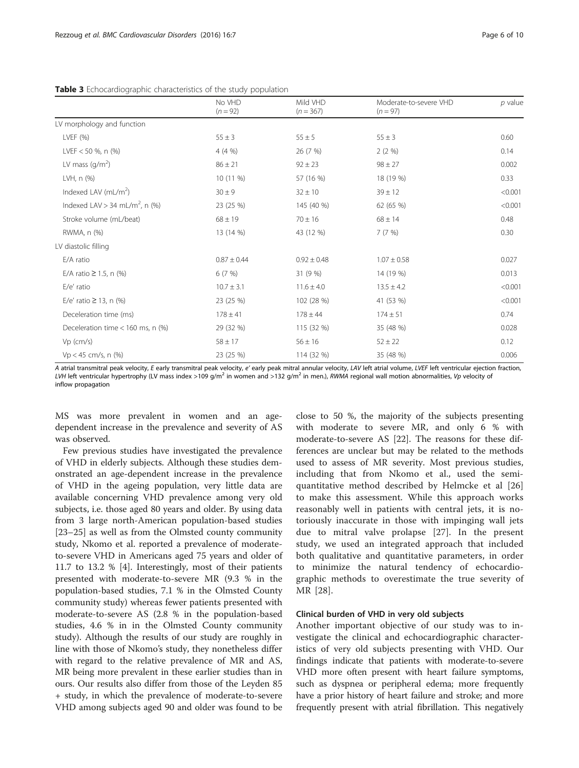**Table 3** Echocardiographic characteristics of the study population

| | No VHD ($n = 92$) | Mild VHD ($n = 367$) | Moderate-to-severe VHD ($n = 97$) | *p* value |
|---|---|---|---|---|
| LV morphology and function | | | | |
| LVEF (%) | 55 ± 3 | 55 ± 5 | 55 ± 3 | 0.60 |
| LVEF < 50 %, n (%) | 4 (4 %) | 26 (7 %) | 2 (2 %) | 0.14 |
| LV mass ($g/m^2$) | 86 ± 21 | 92 ± 23 | 98 ± 27 | 0.002 |
| LVH, n (%) | 10 (11 %) | 57 (16 %) | 18 (19 %) | 0.33 |
| Indexed LAV ($mL/m^2$) | 30 ± 9 | 32 ± 10 | 39 ± 12 | <0.001 |
| Indexed LAV > 34 $mL/m^2$, n (%) | 23 (25 %) | 145 (40 %) | 62 (65 %) | <0.001 |
| Stroke volume (mL/beat) | 68 ± 19 | 70 ± 16 | 68 ± 14 | 0.48 |
| RWMA, n (%) | 13 (14 %) | 43 (12 %) | 7 (7 %) | 0.30 |
| LV diastolic filling | | | | |
| E/A ratio | 0.87 ± 0.44 | 0.92 ± 0.48 | 1.07 ± 0.58 | 0.027 |
| E/A ratio ≥ 1.5, n (%) | 6 (7 %) | 31 (9 %) | 14 (19 %) | 0.013 |
| E/e' ratio | 10.7 ± 3.1 | 11.6 ± 4.0 | 13.5 ± 4.2 | <0.001 |
| E/e' ratio ≥ 13, n (%) | 23 (25 %) | 102 (28 %) | 41 (53 %) | <0.001 |
| Deceleration time (ms) | 178 ± 41 | 178 ± 44 | 174 ± 51 | 0.74 |
| Deceleration time < 160 ms, n (%) | 29 (32 %) | 115 (32 %) | 35 (48 %) | 0.028 |
| Vp (cm/s) | 58 ± 17 | 56 ± 16 | 52 ± 22 | 0.12 |
| Vp < 45 cm/s, n (%) | 23 (25 %) | 114 (32 %) | 35 (48 %) | 0.006 |

*A* atrial transmitral peak velocity, *E* early transmitral peak velocity, *e'* early peak mitral annular velocity, *LAV* left atrial volume, *LVEF* left ventricular ejection fraction, *LVH* left ventricular hypertrophy (LV mass index >109 $g/m^2$ in women and >132 $g/m^2$ in men.), *RWMA* regional wall motion abnormalities, *Vp* velocity of inflow propagation

MS was more prevalent in women and an age-dependent increase in the prevalence and severity of AS was observed.

Few previous studies have investigated the prevalence of VHD in elderly subjects. Although these studies demonstrated an age-dependent increase in the prevalence of VHD in the ageing population, very little data are available concerning VHD prevalence among very old subjects, i.e. those aged 80 years and older. By using data from 3 large north-American population-based studies [23–25] as well as from the Olmsted county community study, Nkomo et al. reported a prevalence of moderate-to-severe VHD in Americans aged 75 years and older of 11.7 to 13.2 % [4]. Interestingly, most of their patients presented with moderate-to-severe MR (9.3 % in the population-based studies, 7.1 % in the Olmsted County community study) whereas fewer patients presented with moderate-to-severe AS (2.8 % in the population-based studies, 4.6 % in in the Olmsted County community study). Although the results of our study are roughly in line with those of Nkomo's study, they nonetheless differ with regard to the relative prevalence of MR and AS, MR being more prevalent in these earlier studies than in ours. Our results also differ from those of the Leyden 85 + study, in which the prevalence of moderate-to-severe VHD among subjects aged 90 and older was found to be close to 50 %, the majority of the subjects presenting with moderate to severe MR, and only 6 % with moderate-to-severe AS [22]. The reasons for these differences are unclear but may be related to the methods used to assess of MR severity. Most previous studies, including that from Nkomo et al., used the semi-quantitative method described by Helmcke et al [26] to make this assessment. While this approach works reasonably well in patients with central jets, it is notoriously inaccurate in those with impinging wall jets due to mitral valve prolapse [27]. In the present study, we used an integrated approach that included both qualitative and quantitative parameters, in order to minimize the natural tendency of echocardiographic methods to overestimate the true severity of MR [28].

### Clinical burden of VHD in very old subjects

Another important objective of our study was to investigate the clinical and echocardiographic characteristics of very old subjects presenting with VHD. Our findings indicate that patients with moderate-to-severe VHD more often present with heart failure symptoms, such as dyspnea or peripheral edema; more frequently have a prior history of heart failure and stroke; and more frequently present with atrial fibrillation. This negatively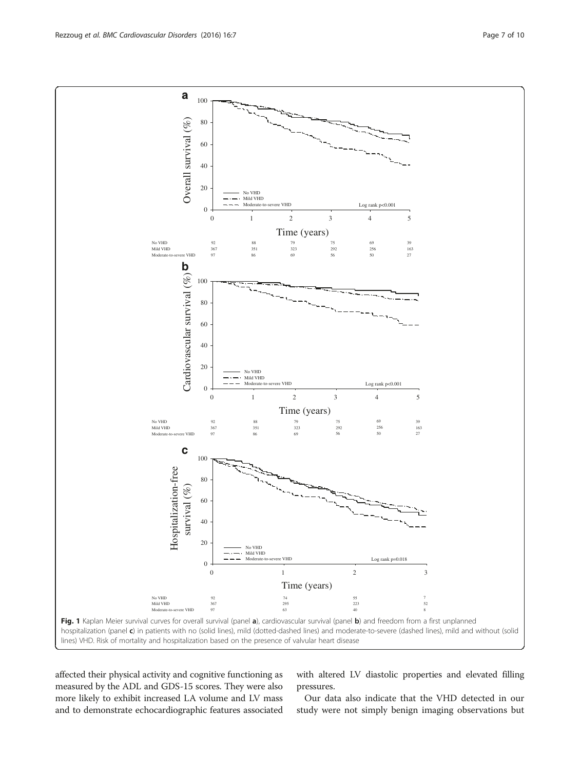**Fig. 1** Kaplan Meier survival curves for overall survival (panel **a**), cardiovascular survival (panel **b**) and freedom from a first unplanned hospitalization (panel **c**) in patients with no (solid lines), mild (dotted-dashed lines) and moderate-to-severe (dashed lines), mild and without (solid lines) VHD. Risk of mortality and hospitalization based on the presence of valvular heart disease

affected their physical activity and cognitive functioning as measured by the ADL and GDS-15 scores. They were also more likely to exhibit increased LA volume and LV mass and to demonstrate echocardiographic features associated with altered LV diastolic properties and elevated filling pressures.

Our data also indicate that the VHD detected in our study were not simply benign imaging observations but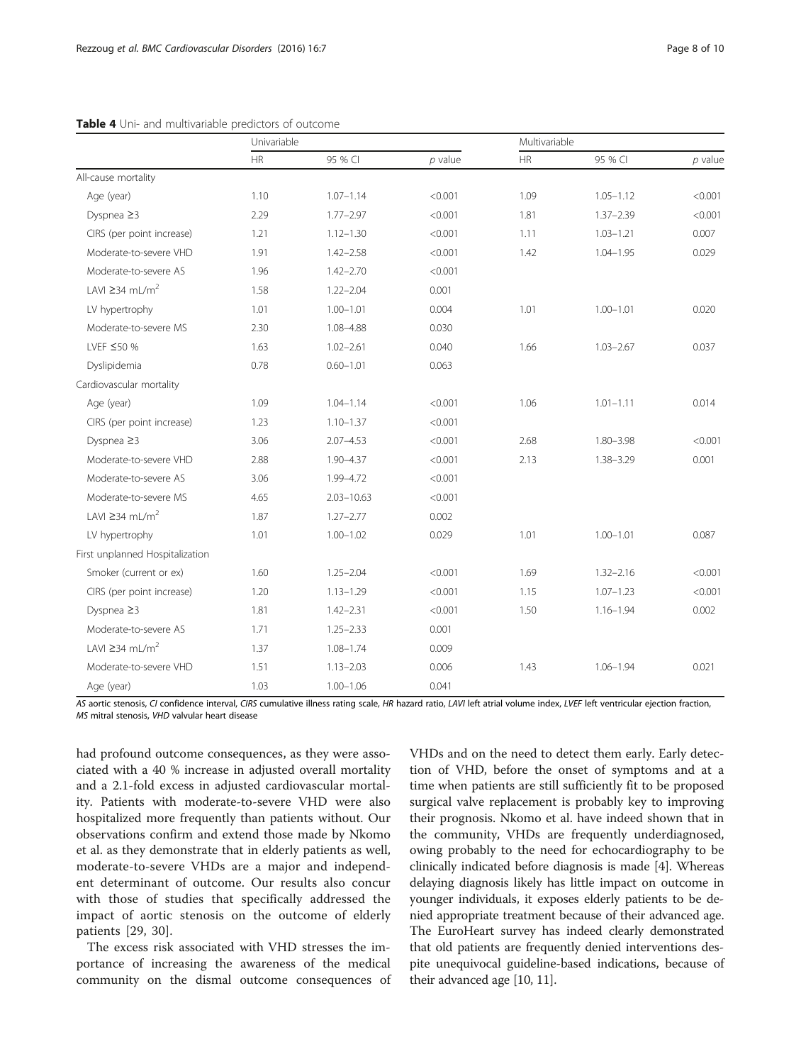**Table 4** Uni- and multivariable predictors of outcome

| | Univariable | | | Multivariable | | |
|---|---|---|---|---|---|---|
| | HR | 95 % CI | *p* value | HR | 95 % CI | *p* value |
| All-cause mortality | | | | | | |
| Age (year) | 1.10 | 1.07–1.14 | <0.001 | 1.09 | 1.05–1.12 | <0.001 |
| Dyspnea ≥3 | 2.29 | 1.77–2.97 | <0.001 | 1.81 | 1.37–2.39 | <0.001 |
| CIRS (per point increase) | 1.21 | 1.12–1.30 | <0.001 | 1.11 | 1.03–1.21 | 0.007 |
| Moderate-to-severe VHD | 1.91 | 1.42–2.58 | <0.001 | 1.42 | 1.04–1.95 | 0.029 |
| Moderate-to-severe AS | 1.96 | 1.42–2.70 | <0.001 | | | |
| LAVI ≥34 mL/m$^2$ | 1.58 | 1.22–2.04 | 0.001 | | | |
| LV hypertrophy | 1.01 | 1.00–1.01 | 0.004 | 1.01 | 1.00–1.01 | 0.020 |
| Moderate-to-severe MS | 2.30 | 1.08–4.88 | 0.030 | | | |
| LVEF ≤50 % | 1.63 | 1.02–2.61 | 0.040 | 1.66 | 1.03–2.67 | 0.037 |
| Dyslipidemia | 0.78 | 0.60–1.01 | 0.063 | | | |
| Cardiovascular mortality | | | | | | |
| Age (year) | 1.09 | 1.04–1.14 | <0.001 | 1.06 | 1.01–1.11 | 0.014 |
| CIRS (per point increase) | 1.23 | 1.10–1.37 | <0.001 | | | |
| Dyspnea ≥3 | 3.06 | 2.07–4.53 | <0.001 | 2.68 | 1.80–3.98 | <0.001 |
| Moderate-to-severe VHD | 2.88 | 1.90–4.37 | <0.001 | 2.13 | 1.38–3.29 | 0.001 |
| Moderate-to-severe AS | 3.06 | 1.99–4.72 | <0.001 | | | |
| Moderate-to-severe MS | 4.65 | 2.03–10.63 | <0.001 | | | |
| LAVI ≥34 mL/m$^2$ | 1.87 | 1.27–2.77 | 0.002 | | | |
| LV hypertrophy | 1.01 | 1.00–1.02 | 0.029 | 1.01 | 1.00–1.01 | 0.087 |
| First unplanned Hospitalization | | | | | | |
| Smoker (current or ex) | 1.60 | 1.25–2.04 | <0.001 | 1.69 | 1.32–2.16 | <0.001 |
| CIRS (per point increase) | 1.20 | 1.13–1.29 | <0.001 | 1.15 | 1.07–1.23 | <0.001 |
| Dyspnea ≥3 | 1.81 | 1.42–2.31 | <0.001 | 1.50 | 1.16–1.94 | 0.002 |
| Moderate-to-severe AS | 1.71 | 1.25–2.33 | 0.001 | | | |
| LAVI ≥34 mL/m$^2$ | 1.37 | 1.08–1.74 | 0.009 | | | |
| Moderate-to-severe VHD | 1.51 | 1.13–2.03 | 0.006 | 1.43 | 1.06–1.94 | 0.021 |
| Age (year) | 1.03 | 1.00–1.06 | 0.041 | | | |

*AS* aortic stenosis, *CI* confidence interval, *CIRS* cumulative illness rating scale, *HR* hazard ratio, *LAVI* left atrial volume index, *LVEF* left ventricular ejection fraction, *MS* mitral stenosis, *VHD* valvular heart disease

had profound outcome consequences, as they were associated with a 40 % increase in adjusted overall mortality and a 2.1-fold excess in adjusted cardiovascular mortality. Patients with moderate-to-severe VHD were also hospitalized more frequently than patients without. Our observations confirm and extend those made by Nkomo et al. as they demonstrate that in elderly patients as well, moderate-to-severe VHDs are a major and independent determinant of outcome. Our results also concur with those of studies that specifically addressed the impact of aortic stenosis on the outcome of elderly patients [29, 30].

The excess risk associated with VHD stresses the importance of increasing the awareness of the medical community on the dismal outcome consequences of VHDs and on the need to detect them early. Early detection of VHD, before the onset of symptoms and at a time when patients are still sufficiently fit to be proposed surgical valve replacement is probably key to improving their prognosis. Nkomo et al. have indeed shown that in the community, VHDs are frequently underdiagnosed, owing probably to the need for echocardiography to be clinically indicated before diagnosis is made [4]. Whereas delaying diagnosis likely has little impact on outcome in younger individuals, it exposes elderly patients to be denied appropriate treatment because of their advanced age. The EuroHeart survey has indeed clearly demonstrated that old patients are frequently denied interventions despite unequivocal guideline-based indications, because of their advanced age [10, 11].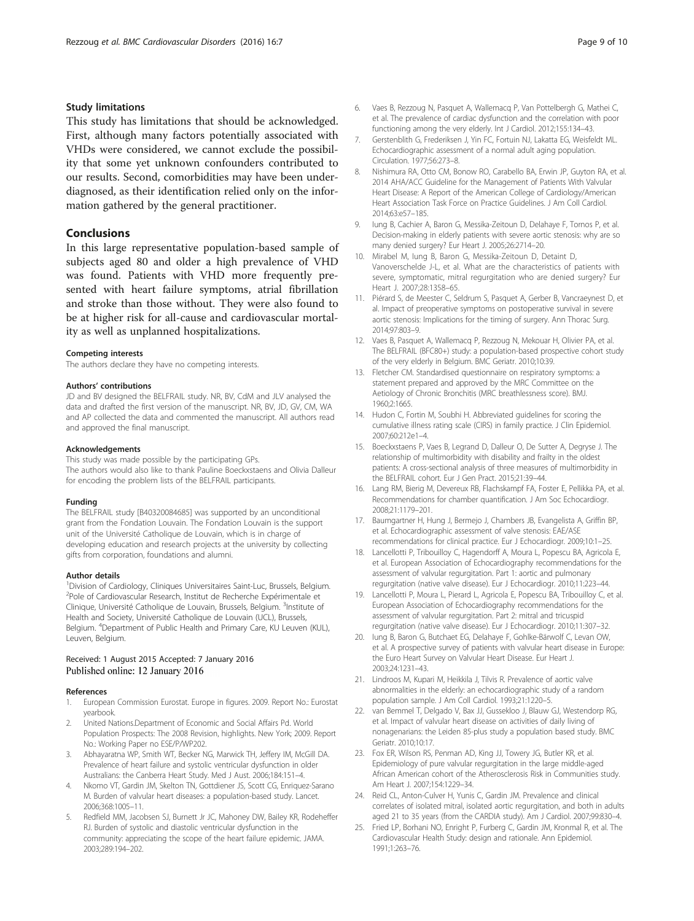## Study limitations

This study has limitations that should be acknowledged. First, although many factors potentially associated with VHDs were considered, we cannot exclude the possibility that some yet unknown confounders contributed to our results. Second, comorbidities may have been underdiagnosed, as their identification relied only on the information gathered by the general practitioner.

## Conclusions

In this large representative population-based sample of subjects aged 80 and older a high prevalence of VHD was found. Patients with VHD more frequently presented with heart failure symptoms, atrial fibrillation and stroke than those without. They were also found to be at higher risk for all-cause and cardiovascular mortality as well as unplanned hospitalizations.

#### Competing interests

The authors declare they have no competing interests.

#### Authors' contributions

JD and BV designed the BELFRAIL study. NR, BV, CdM and JLV analysed the data and drafted the first version of the manuscript. NR, BV, JD, GV, CM, WA and AP collected the data and commented the manuscript. All authors read and approved the final manuscript.

#### Acknowledgements

This study was made possible by the participating GPs.
The authors would also like to thank Pauline Boeckxstaens and Olivia Dalleur for encoding the problem lists of the BELFRAIL participants.

#### Funding

The BELFRAIL study [B40320084685] was supported by an unconditional grant from the Fondation Louvain. The Fondation Louvain is the support unit of the Université Catholique de Louvain, which is in charge of developing education and research projects at the university by collecting gifts from corporation, foundations and alumni.

#### Author details

[1]Division of Cardiology, Cliniques Universitaires Saint-Luc, Brussels, Belgium. [2]Pole of Cardiovascular Research, Institut de Recherche Expérimentale et Clinique, Université Catholique de Louvain, Brussels, Belgium. [3]Institute of Health and Society, Université Catholique de Louvain (UCL), Brussels, Belgium. [4]Department of Public Health and Primary Care, KU Leuven (KUL), Leuven, Belgium.

Received: 1 August 2015 Accepted: 7 January 2016
Published online: 12 January 2016

#### References

1. European Commission Eurostat. Europe in figures. 2009. Report No.: Eurostat yearbook.
2. United Nations.Department of Economic and Social Affairs Pd. World Population Prospects: The 2008 Revision, highlights. New York; 2009. Report No.: Working Paper no ESE/P/WP202.
3. Abhayaratna WP, Smith WT, Becker NG, Marwick TH, Jeffery IM, McGill DA. Prevalence of heart failure and systolic ventricular dysfunction in older Australians: the Canberra Heart Study. Med J Aust. 2006;184:151–4.
4. Nkomo VT, Gardin JM, Skelton TN, Gottdiener JS, Scott CG, Enriquez-Sarano M. Burden of valvular heart diseases: a population-based study. Lancet. 2006;368:1005–11.
5. Redfield MM, Jacobsen SJ, Burnett Jr JC, Mahoney DW, Bailey KR, Rodeheffer RJ. Burden of systolic and diastolic ventricular dysfunction in the community: appreciating the scope of the heart failure epidemic. JAMA. 2003;289:194–202.
6. Vaes B, Rezzoug N, Pasquet A, Wallemacq P, Van Pottelbergh G, Mathei C, et al. The prevalence of cardiac dysfunction and the correlation with poor functioning among the very elderly. Int J Cardiol. 2012;155:134–43.
7. Gerstenblith G, Frederiksen J, Yin FC, Fortuin NJ, Lakatta EG, Weisfeldt ML. Echocardiographic assessment of a normal adult aging population. Circulation. 1977;56:273–8.
8. Nishimura RA, Otto CM, Bonow RO, Carabello BA, Erwin JP, Guyton RA, et al. 2014 AHA/ACC Guideline for the Management of Patients With Valvular Heart Disease: A Report of the American College of Cardiology/American Heart Association Task Force on Practice Guidelines. J Am Coll Cardiol. 2014;63:e57–185.
9. Iung B, Cachier A, Baron G, Messika-Zeitoun D, Delahaye F, Tornos P, et al. Decision-making in elderly patients with severe aortic stenosis: why are so many denied surgery? Eur Heart J. 2005;26:2714–20.
10. Mirabel M, Iung B, Baron G, Messika-Zeitoun D, Detaint D, Vanoverschelde J-L, et al. What are the characteristics of patients with severe, symptomatic, mitral regurgitation who are denied surgery? Eur Heart J. 2007;28:1358–65.
11. Piérard S, de Meester C, Seldrum S, Pasquet A, Gerber B, Vancraeynest D, et al. Impact of preoperative symptoms on postoperative survival in severe aortic stenosis: Implications for the timing of surgery. Ann Thorac Surg. 2014;97:803–9.
12. Vaes B, Pasquet A, Wallemacq P, Rezzoug N, Mekouar H, Olivier PA, et al. The BELFRAIL (BFC80+) study: a population-based prospective cohort study of the very elderly in Belgium. BMC Geriatr. 2010;10:39.
13. Fletcher CM. Standardised questionnaire on respiratory symptoms: a statement prepared and approved by the MRC Committee on the Aetiology of Chronic Bronchitis (MRC breathlessness score). BMJ. 1960;2:1665.
14. Hudon C, Fortin M, Soubhi H. Abbreviated guidelines for scoring the cumulative illness rating scale (CIRS) in family practice. J Clin Epidemiol. 2007;60:212e1–4.
15. Boeckxstaens P, Vaes B, Legrand D, Dalleur O, De Sutter A, Degryse J. The relationship of multimorbidity with disability and frailty in the oldest patients: A cross-sectional analysis of three measures of multimorbidity in the BELFRAIL cohort. Eur J Gen Pract. 2015;21:39–44.
16. Lang RM, Bierig M, Devereux RB, Flachskampf FA, Foster E, Pellikka PA, et al. Recommendations for chamber quantification. J Am Soc Echocardiogr. 2008;21:1179–201.
17. Baumgartner H, Hung J, Bermejo J, Chambers JB, Evangelista A, Griffin BP, et al. Echocardiographic assessment of valve stenosis: EAE/ASE recommendations for clinical practice. Eur J Echocardiogr. 2009;10:1–25.
18. Lancellotti P, Tribouilloy C, Hagendorff A, Moura L, Popescu BA, Agricola E, et al. European Association of Echocardiography recommendations for the assessment of valvular regurgitation. Part 1: aortic and pulmonary regurgitation (native valve disease). Eur J Echocardiogr. 2010;11:223–44.
19. Lancellotti P, Moura L, Pierard L, Agricola E, Popescu BA, Tribouilloy C, et al. European Association of Echocardiography recommendations for the assessment of valvular regurgitation. Part 2: mitral and tricuspid regurgitation (native valve disease). Eur J Echocardiogr. 2010;11:307–32.
20. Iung B, Baron G, Butchaet EG, Delahaye F, Gohlke-Bärwolf C, Levan OW, et al. A prospective survey of patients with valvular heart disease in Europe: the Euro Heart Survey on Valvular Heart Disease. Eur Heart J. 2003;24:1231–43.
21. Lindroos M, Kupari M, Heikkila J, Tilvis R. Prevalence of aortic valve abnormalities in the elderly: an echocardiographic study of a random population sample. J Am Coll Cardiol. 1993;21:1220–5.
22. van Bemmel T, Delgado V, Bax JJ, Gussekloo J, Blauw GJ, Westendorp RG, et al. Impact of valvular heart disease on activities of daily living of nonagenarians: the Leiden 85-plus study a population based study. BMC Geriatr. 2010;10:17.
23. Fox ER, Wilson RS, Penman AD, King JJ, Towery JG, Butler KR, et al. Epidemiology of pure valvular regurgitation in the large middle-aged African American cohort of the Atherosclerosis Risk in Communities study. Am Heart J. 2007;154:1229–34.
24. Reid CL, Anton-Culver H, Yunis C, Gardin JM. Prevalence and clinical correlates of isolated mitral, isolated aortic regurgitation, and both in adults aged 21 to 35 years (from the CARDIA study). Am J Cardiol. 2007;99:830–4.
25. Fried LP, Borhani NO, Enright P, Furberg C, Gardin JM, Kronmal R, et al. The Cardiovascular Health Study: design and rationale. Ann Epidemiol. 1991;1:263–76.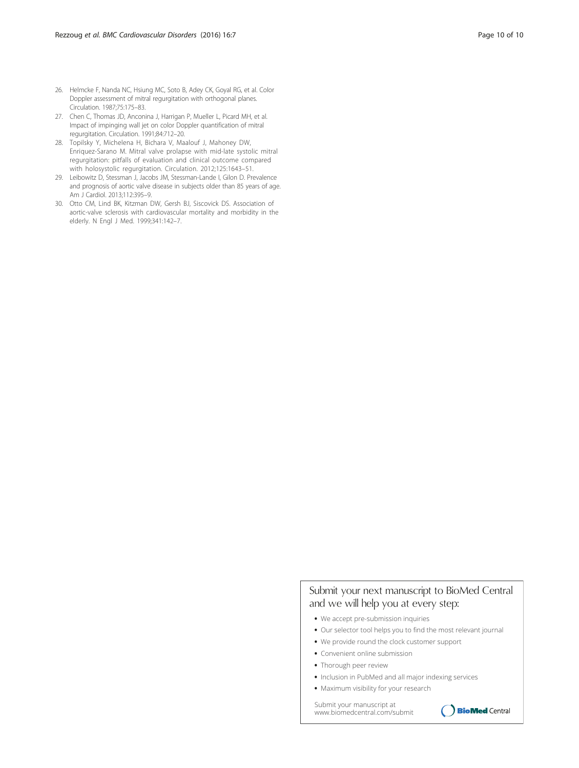26. Helmcke F, Nanda NC, Hsiung MC, Soto B, Adey CK, Goyal RG, et al. Color Doppler assessment of mitral regurgitation with orthogonal planes. Circulation. 1987;75:175–83.
27. Chen C, Thomas JD, Anconina J, Harrigan P, Mueller L, Picard MH, et al. Impact of impinging wall jet on color Doppler quantification of mitral regurgitation. Circulation. 1991;84:712–20.
28. Topilsky Y, Michelena H, Bichara V, Maalouf J, Mahoney DW, Enriquez-Sarano M. Mitral valve prolapse with mid-late systolic mitral regurgitation: pitfalls of evaluation and clinical outcome compared with holosystolic regurgitation. Circulation. 2012;125:1643–51.
29. Leibowitz D, Stessman J, Jacobs JM, Stessman-Lande I, Gilon D. Prevalence and prognosis of aortic valve disease in subjects older than 85 years of age. Am J Cardiol. 2013;112:395–9.
30. Otto CM, Lind BK, Kitzman DW, Gersh BJ, Siscovick DS. Association of aortic-valve sclerosis with cardiovascular mortality and morbidity in the elderly. N Engl J Med. 1999;341:142–7.

Submit your next manuscript to BioMed Central and we will help you at every step:

- We accept pre-submission inquiries
- Our selector tool helps you to find the most relevant journal
- We provide round the clock customer support
- Convenient online submission
- Thorough peer review
- Inclusion in PubMed and all major indexing services
- Maximum visibility for your research

Submit your manuscript at
www.biomedcentral.com/submit

BioMed Central